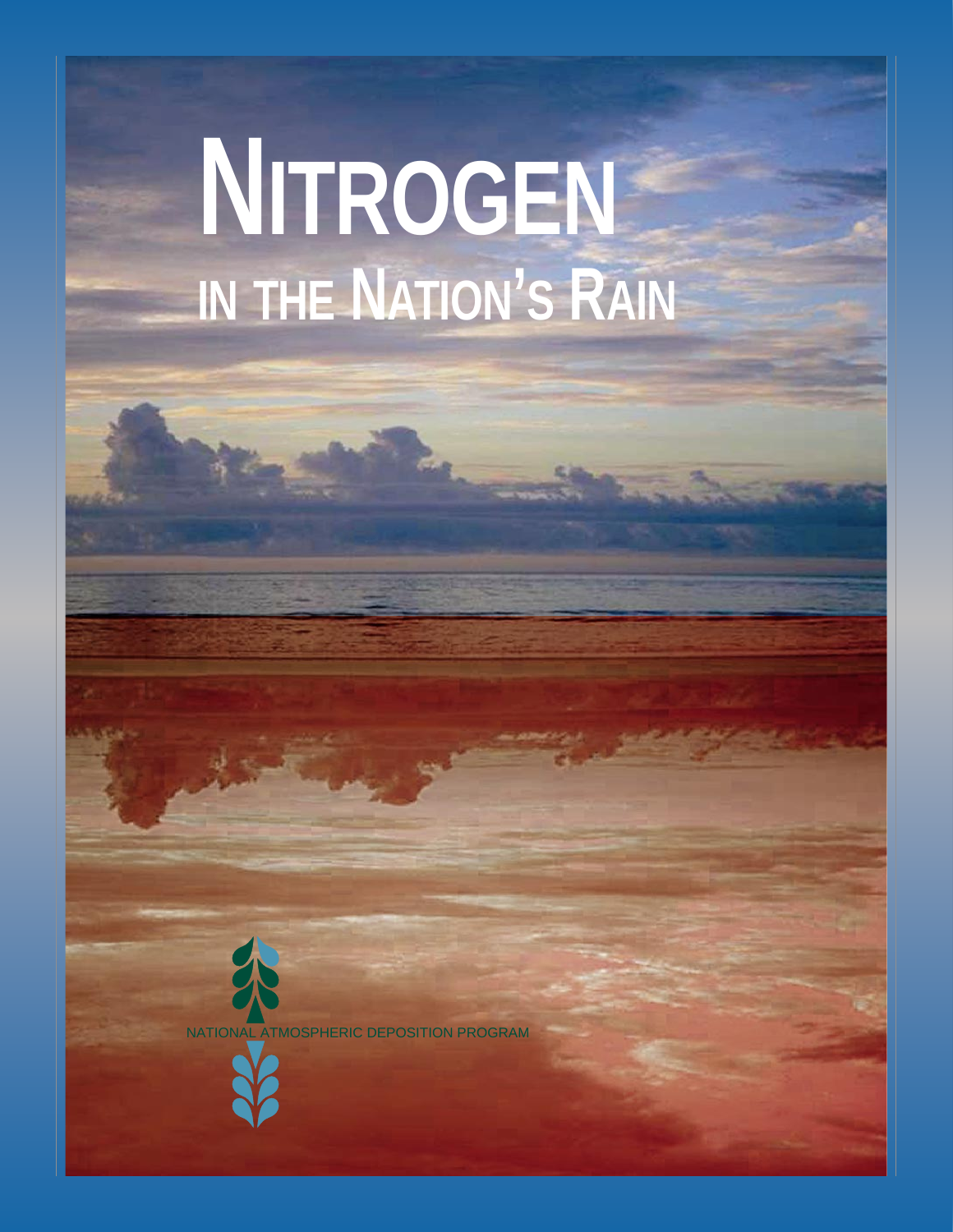# Nitrogen in the Nation's Rain

NATIONAL ATMOSPHERIC DEPOSITION PROGRAM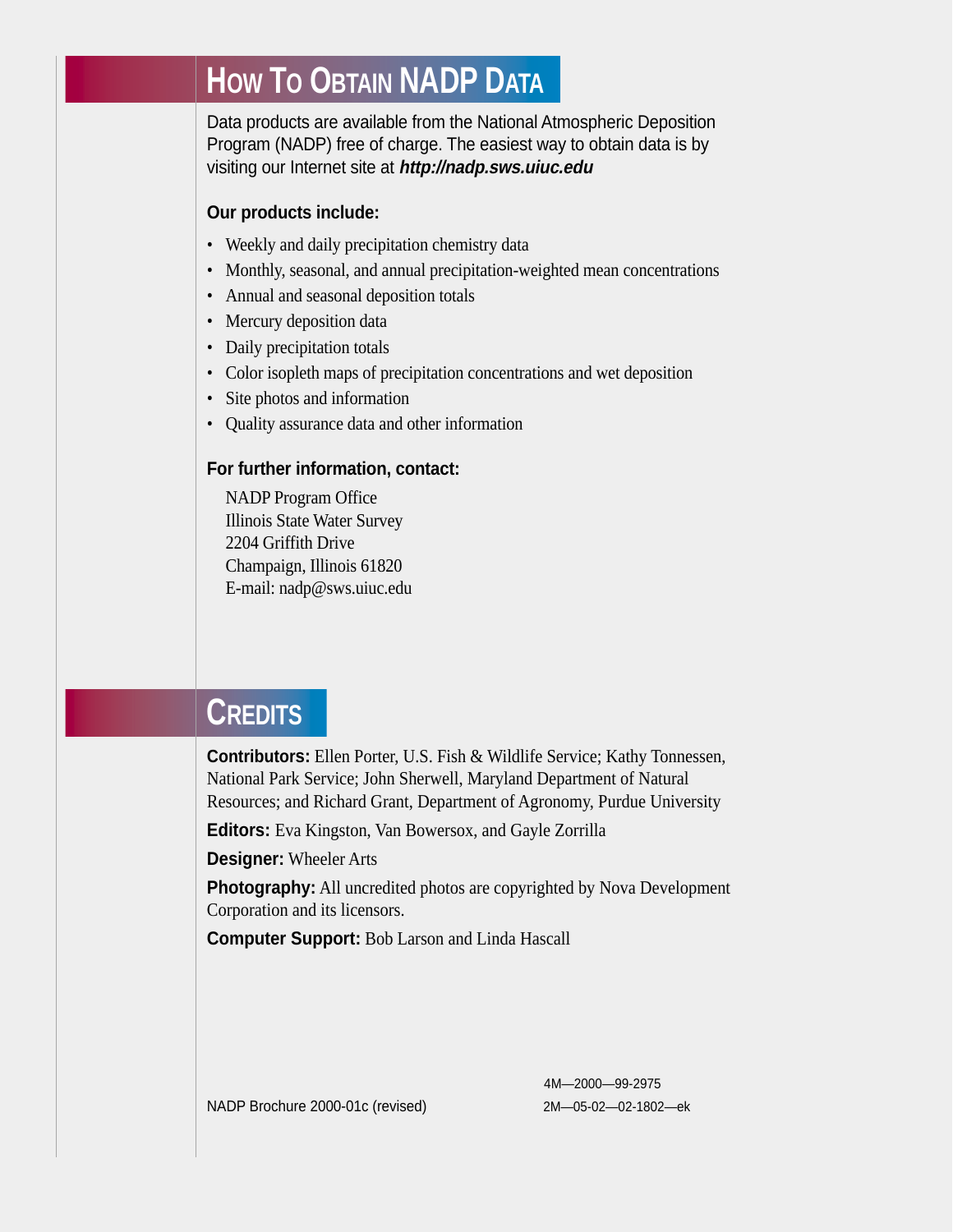# How To Obtain NADP Data

Data products are available from the National Atmospheric Deposition Program (NADP) free of charge. The easiest way to obtain data is by visiting our Internet site at ***http://nadp.sws.uiuc.edu***

**Our products include:**

- Weekly and daily precipitation chemistry data
- Monthly, seasonal, and annual precipitation-weighted mean concentrations
- Annual and seasonal deposition totals
- Mercury deposition data
- Daily precipitation totals
- Color isopleth maps of precipitation concentrations and wet deposition
- Site photos and information
- Quality assurance data and other information

**For further information, contact:**

NADP Program Office
Illinois State Water Survey
2204 Griffith Drive
Champaign, Illinois 61820
E-mail: nadp@sws.uiuc.edu

# Credits

**Contributors:** Ellen Porter, U.S. Fish & Wildlife Service; Kathy Tonnessen, National Park Service; John Sherwell, Maryland Department of Natural Resources; and Richard Grant, Department of Agronomy, Purdue University

**Editors:** Eva Kingston, Van Bowersox, and Gayle Zorrilla

**Designer:** Wheeler Arts

**Photography:** All uncredited photos are copyrighted by Nova Development Corporation and its licensors.

**Computer Support:** Bob Larson and Linda Hascall

NADP Brochure 2000-01c (revised)

4M—2000—99-2975
2M—05-02—02-1802—ek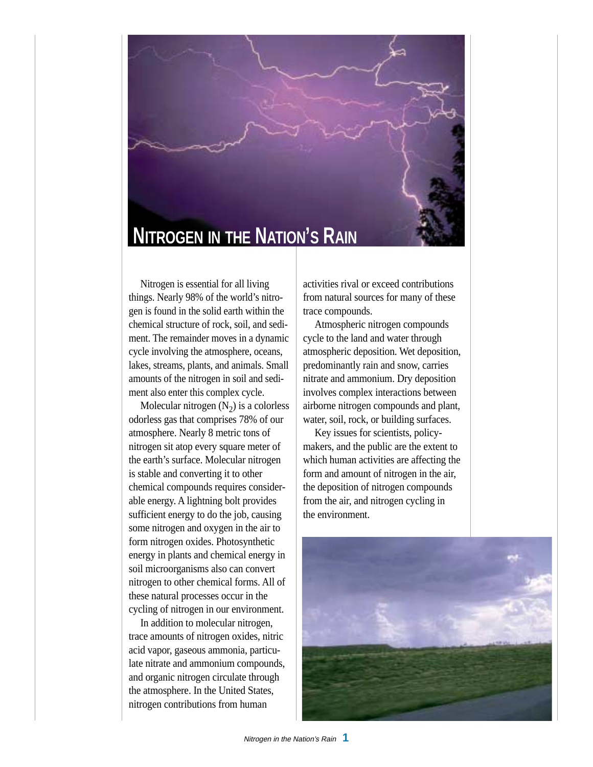# NITROGEN IN THE NATION'S RAIN

Nitrogen is essential for all living things. Nearly 98% of the world's nitrogen is found in the solid earth within the chemical structure of rock, soil, and sediment. The remainder moves in a dynamic cycle involving the atmosphere, oceans, lakes, streams, plants, and animals. Small amounts of the nitrogen in soil and sediment also enter this complex cycle.

Molecular nitrogen ($N_2$) is a colorless odorless gas that comprises 78% of our atmosphere. Nearly 8 metric tons of nitrogen sit atop every square meter of the earth's surface. Molecular nitrogen is stable and converting it to other chemical compounds requires considerable energy. A lightning bolt provides sufficient energy to do the job, causing some nitrogen and oxygen in the air to form nitrogen oxides. Photosynthetic energy in plants and chemical energy in soil microorganisms also can convert nitrogen to other chemical forms. All of these natural processes occur in the cycling of nitrogen in our environment.

In addition to molecular nitrogen, trace amounts of nitrogen oxides, nitric acid vapor, gaseous ammonia, particulate nitrate and ammonium compounds, and organic nitrogen circulate through the atmosphere. In the United States, nitrogen contributions from human activities rival or exceed contributions from natural sources for many of these trace compounds.

Atmospheric nitrogen compounds cycle to the land and water through atmospheric deposition. Wet deposition, predominantly rain and snow, carries nitrate and ammonium. Dry deposition involves complex interactions between airborne nitrogen compounds and plant, water, soil, rock, or building surfaces.

Key issues for scientists, policymakers, and the public are the extent to which human activities are affecting the form and amount of nitrogen in the air, the deposition of nitrogen compounds from the air, and nitrogen cycling in the environment.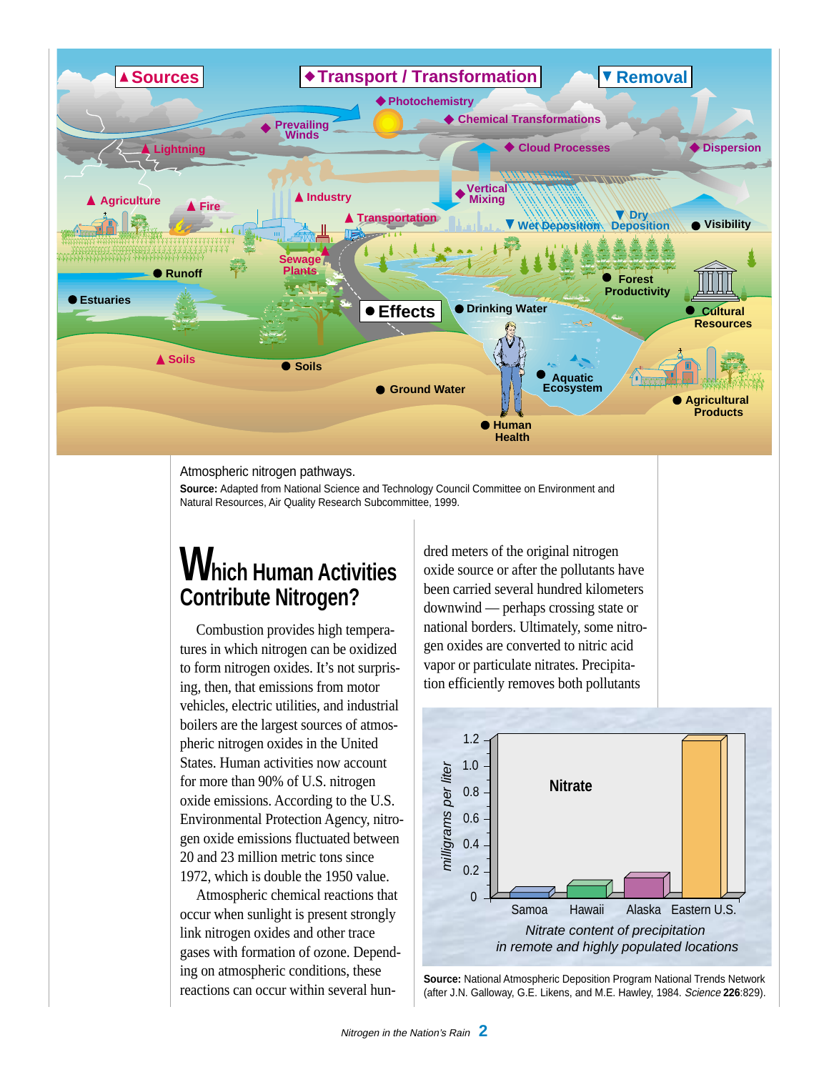Atmospheric nitrogen pathways.

**Source:** Adapted from National Science and Technology Council Committee on Environment and Natural Resources, Air Quality Research Subcommittee, 1999.

## Which Human Activities Contribute Nitrogen?

Combustion provides high temperatures in which nitrogen can be oxidized to form nitrogen oxides. It's not surprising, then, that emissions from motor vehicles, electric utilities, and industrial boilers are the largest sources of atmospheric nitrogen oxides in the United States. Human activities now account for more than 90% of U.S. nitrogen oxide emissions. According to the U.S. Environmental Protection Agency, nitrogen oxide emissions fluctuated between 20 and 23 million metric tons since 1972, which is double the 1950 value.

Atmospheric chemical reactions that occur when sunlight is present strongly link nitrogen oxides and other trace gases with formation of ozone. Depending on atmospheric conditions, these reactions can occur within several hundred meters of the original nitrogen oxide source or after the pollutants have been carried several hundred kilometers downwind — perhaps crossing state or national borders. Ultimately, some nitrogen oxides are converted to nitric acid vapor or particulate nitrates. Precipitation efficiently removes both pollutants

*Nitrate content of precipitation in remote and highly populated locations*

**Source:** National Atmospheric Deposition Program National Trends Network (after J.N. Galloway, G.E. Likens, and M.E. Hawley, 1984. *Science* **226**:829).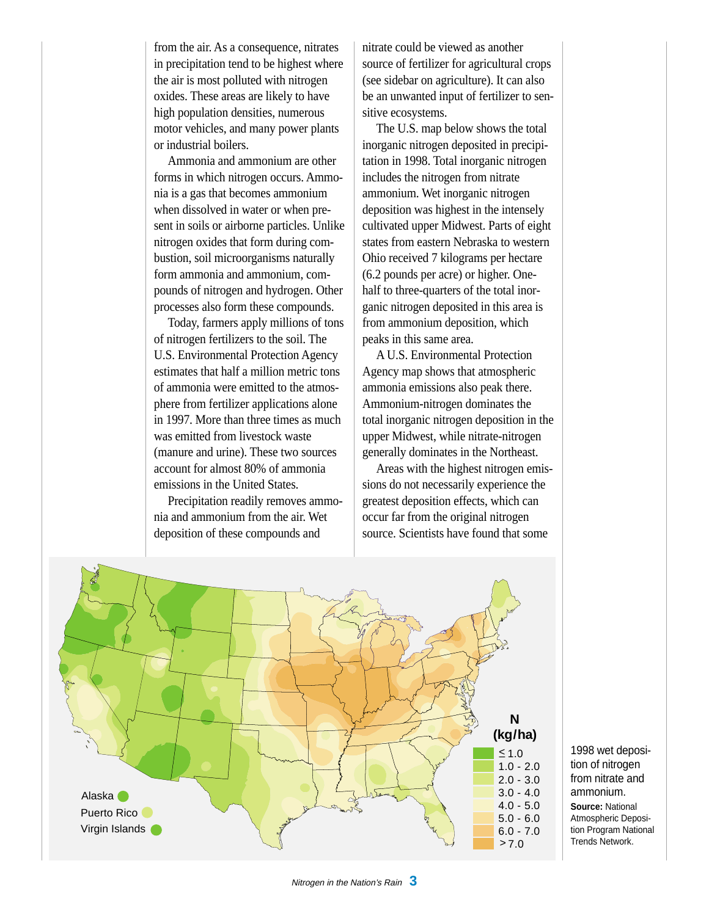from the air. As a consequence, nitrates in precipitation tend to be highest where the air is most polluted with nitrogen oxides. These areas are likely to have high population densities, numerous motor vehicles, and many power plants or industrial boilers.

Ammonia and ammonium are other forms in which nitrogen occurs. Ammonia is a gas that becomes ammonium when dissolved in water or when present in soils or airborne particles. Unlike nitrogen oxides that form during combustion, soil microorganisms naturally form ammonia and ammonium, compounds of nitrogen and hydrogen. Other processes also form these compounds.

Today, farmers apply millions of tons of nitrogen fertilizers to the soil. The U.S. Environmental Protection Agency estimates that half a million metric tons of ammonia were emitted to the atmosphere from fertilizer applications alone in 1997. More than three times as much was emitted from livestock waste (manure and urine). These two sources account for almost 80% of ammonia emissions in the United States.

Precipitation readily removes ammonia and ammonium from the air. Wet deposition of these compounds and nitrate could be viewed as another source of fertilizer for agricultural crops (see sidebar on agriculture). It can also be an unwanted input of fertilizer to sensitive ecosystems.

The U.S. map below shows the total inorganic nitrogen deposited in precipitation in 1998. Total inorganic nitrogen includes the nitrogen from nitrate ammonium. Wet inorganic nitrogen deposition was highest in the intensely cultivated upper Midwest. Parts of eight states from eastern Nebraska to western Ohio received 7 kilograms per hectare (6.2 pounds per acre) or higher. One-half to three-quarters of the total inorganic nitrogen deposited in this area is from ammonium deposition, which peaks in this same area.

A U.S. Environmental Protection Agency map shows that atmospheric ammonia emissions also peak there. Ammonium-nitrogen dominates the total inorganic nitrogen deposition in the upper Midwest, while nitrate-nitrogen generally dominates in the Northeast.

Areas with the highest nitrogen emissions do not necessarily experience the greatest deposition effects, which can occur far from the original nitrogen source. Scientists have found that some

N (kg/ha): ≤ 1.0; 1.0 - 2.0; 2.0 - 3.0; 3.0 - 4.0; 4.0 - 5.0; 5.0 - 6.0; 6.0 - 7.0; > 7.0

Alaska, Puerto Rico, Virgin Islands

1998 wet deposition of nitrogen from nitrate and ammonium.
**Source:** National Atmospheric Deposition Program National Trends Network.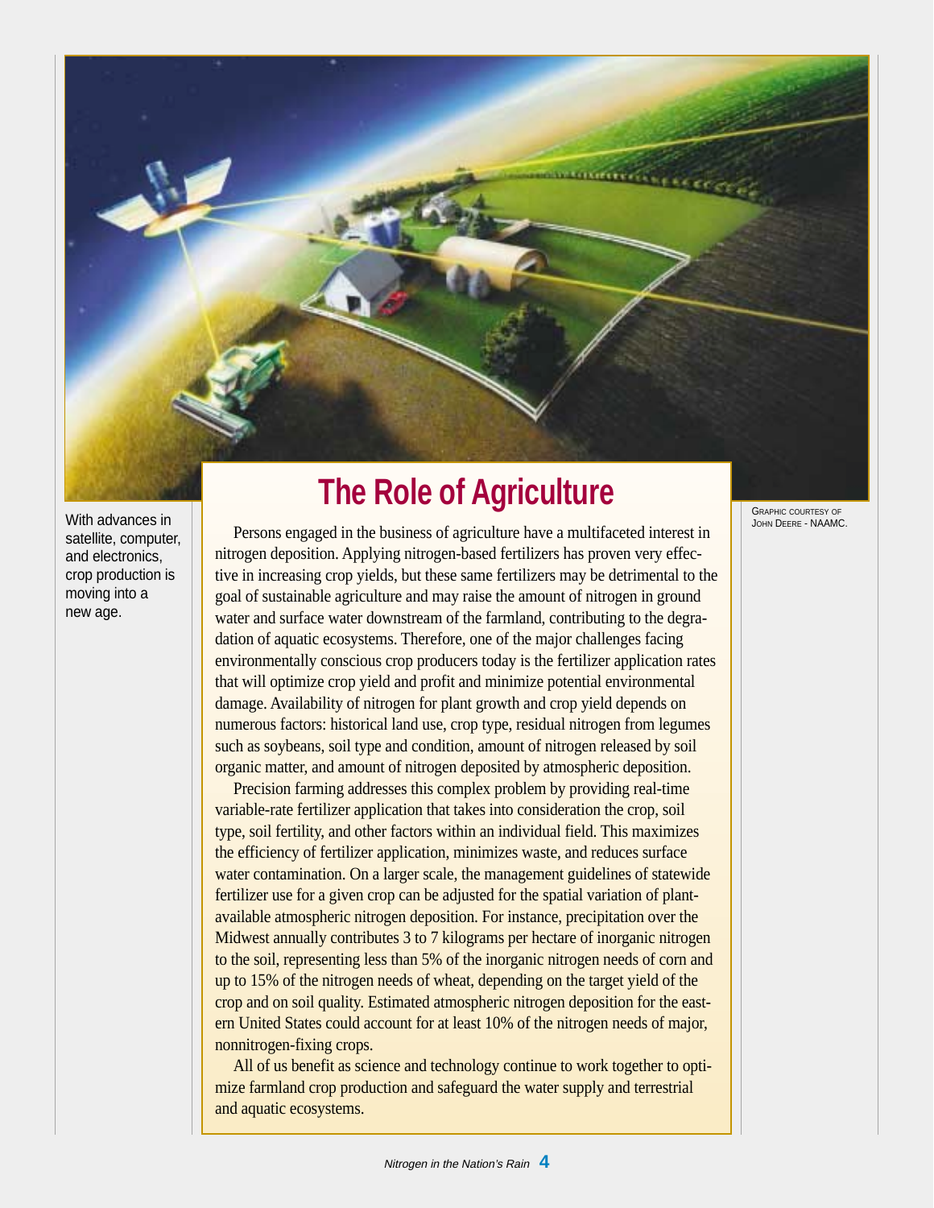With advances in satellite, computer, and electronics, crop production is moving into a new age.

Graphic courtesy of John Deere - NAAMC.

# The Role of Agriculture

Persons engaged in the business of agriculture have a multifaceted interest in nitrogen deposition. Applying nitrogen-based fertilizers has proven very effective in increasing crop yields, but these same fertilizers may be detrimental to the goal of sustainable agriculture and may raise the amount of nitrogen in ground water and surface water downstream of the farmland, contributing to the degradation of aquatic ecosystems. Therefore, one of the major challenges facing environmentally conscious crop producers today is the fertilizer application rates that will optimize crop yield and profit and minimize potential environmental damage. Availability of nitrogen for plant growth and crop yield depends on numerous factors: historical land use, crop type, residual nitrogen from legumes such as soybeans, soil type and condition, amount of nitrogen released by soil organic matter, and amount of nitrogen deposited by atmospheric deposition.

Precision farming addresses this complex problem by providing real-time variable-rate fertilizer application that takes into consideration the crop, soil type, soil fertility, and other factors within an individual field. This maximizes the efficiency of fertilizer application, minimizes waste, and reduces surface water contamination. On a larger scale, the management guidelines of statewide fertilizer use for a given crop can be adjusted for the spatial variation of plant-available atmospheric nitrogen deposition. For instance, precipitation over the Midwest annually contributes 3 to 7 kilograms per hectare of inorganic nitrogen to the soil, representing less than 5% of the inorganic nitrogen needs of corn and up to 15% of the nitrogen needs of wheat, depending on the target yield of the crop and on soil quality. Estimated atmospheric nitrogen deposition for the eastern United States could account for at least 10% of the nitrogen needs of major, nonnitrogen-fixing crops.

All of us benefit as science and technology continue to work together to optimize farmland crop production and safeguard the water supply and terrestrial and aquatic ecosystems.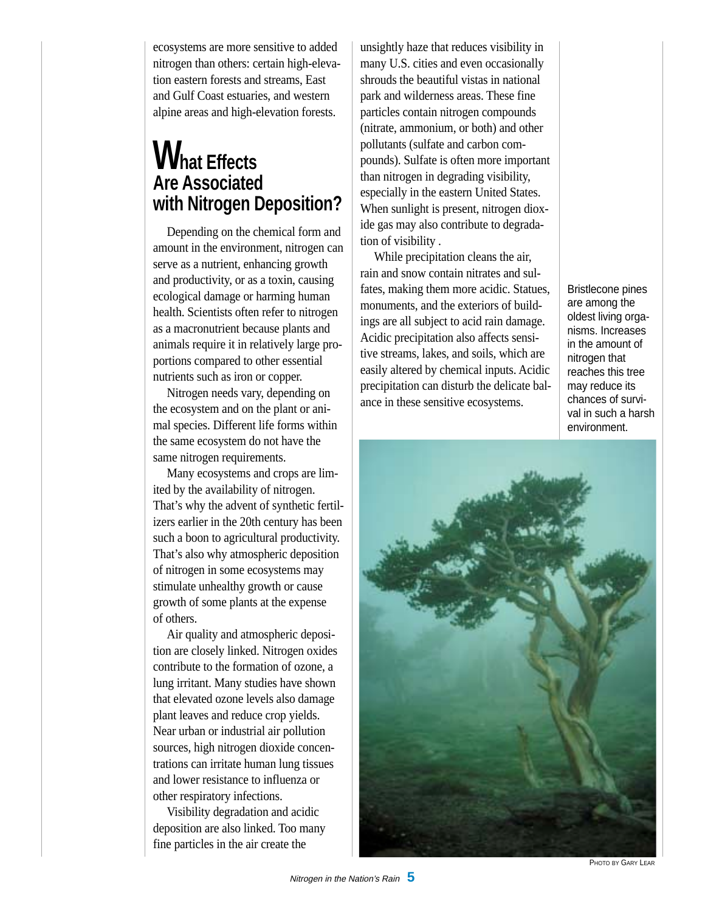ecosystems are more sensitive to added nitrogen than others: certain high-elevation eastern forests and streams, East and Gulf Coast estuaries, and western alpine areas and high-elevation forests.

## What Effects Are Associated with Nitrogen Deposition?

Depending on the chemical form and amount in the environment, nitrogen can serve as a nutrient, enhancing growth and productivity, or as a toxin, causing ecological damage or harming human health. Scientists often refer to nitrogen as a macronutrient because plants and animals require it in relatively large proportions compared to other essential nutrients such as iron or copper.

Nitrogen needs vary, depending on the ecosystem and on the plant or animal species. Different life forms within the same ecosystem do not have the same nitrogen requirements.

Many ecosystems and crops are limited by the availability of nitrogen. That's why the advent of synthetic fertilizers earlier in the 20th century has been such a boon to agricultural productivity. That's also why atmospheric deposition of nitrogen in some ecosystems may stimulate unhealthy growth or cause growth of some plants at the expense of others.

Air quality and atmospheric deposition are closely linked. Nitrogen oxides contribute to the formation of ozone, a lung irritant. Many studies have shown that elevated ozone levels also damage plant leaves and reduce crop yields. Near urban or industrial air pollution sources, high nitrogen dioxide concentrations can irritate human lung tissues and lower resistance to influenza or other respiratory infections.

Visibility degradation and acidic deposition are also linked. Too many fine particles in the air create the unsightly haze that reduces visibility in many U.S. cities and even occasionally shrouds the beautiful vistas in national park and wilderness areas. These fine particles contain nitrogen compounds (nitrate, ammonium, or both) and other pollutants (sulfate and carbon compounds). Sulfate is often more important than nitrogen in degrading visibility, especially in the eastern United States. When sunlight is present, nitrogen dioxide gas may also contribute to degradation of visibility .

While precipitation cleans the air, rain and snow contain nitrates and sulfates, making them more acidic. Statues, monuments, and the exteriors of buildings are all subject to acid rain damage. Acidic precipitation also affects sensitive streams, lakes, and soils, which are easily altered by chemical inputs. Acidic precipitation can disturb the delicate balance in these sensitive ecosystems.

Bristlecone pines are among the oldest living organisms. Increases in the amount of nitrogen that reaches this tree may reduce its chances of survival in such a harsh environment.

PHOTO BY GARY LEAR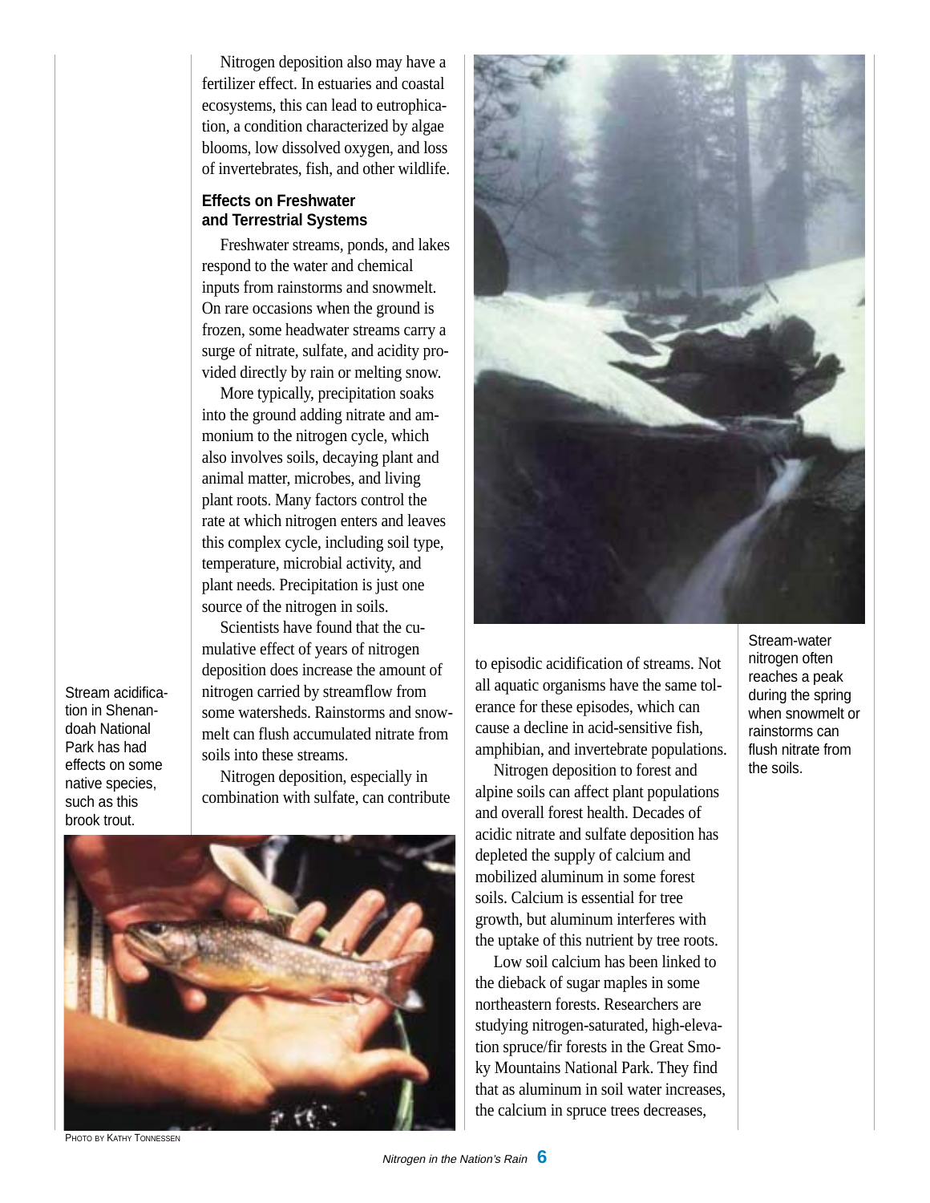Nitrogen deposition also may have a fertilizer effect. In estuaries and coastal ecosystems, this can lead to eutrophication, a condition characterized by algae blooms, low dissolved oxygen, and loss of invertebrates, fish, and other wildlife.

### Effects on Freshwater and Terrestrial Systems

Freshwater streams, ponds, and lakes respond to the water and chemical inputs from rainstorms and snowmelt. On rare occasions when the ground is frozen, some headwater streams carry a surge of nitrate, sulfate, and acidity provided directly by rain or melting snow.

More typically, precipitation soaks into the ground adding nitrate and ammonium to the nitrogen cycle, which also involves soils, decaying plant and animal matter, microbes, and living plant roots. Many factors control the rate at which nitrogen enters and leaves this complex cycle, including soil type, temperature, microbial activity, and plant needs. Precipitation is just one source of the nitrogen in soils.

Scientists have found that the cumulative effect of years of nitrogen deposition does increase the amount of nitrogen carried by streamflow from some watersheds. Rainstorms and snowmelt can flush accumulated nitrate from soils into these streams.

Nitrogen deposition, especially in combination with sulfate, can contribute to episodic acidification of streams. Not all aquatic organisms have the same tolerance for these episodes, which can cause a decline in acid-sensitive fish, amphibian, and invertebrate populations.

Nitrogen deposition to forest and alpine soils can affect plant populations and overall forest health. Decades of acidic nitrate and sulfate deposition has depleted the supply of calcium and mobilized aluminum in some forest soils. Calcium is essential for tree growth, but aluminum interferes with the uptake of this nutrient by tree roots.

Low soil calcium has been linked to the dieback of sugar maples in some northeastern forests. Researchers are studying nitrogen-saturated, high-elevation spruce/fir forests in the Great Smoky Mountains National Park. They find that as aluminum in soil water increases, the calcium in spruce trees decreases,

Stream acidification in Shenandoah National Park has had effects on some native species, such as this brook trout.

Photo by Kathy Tonnessen

Stream-water nitrogen often reaches a peak during the spring when snowmelt or rainstorms can flush nitrate from the soils.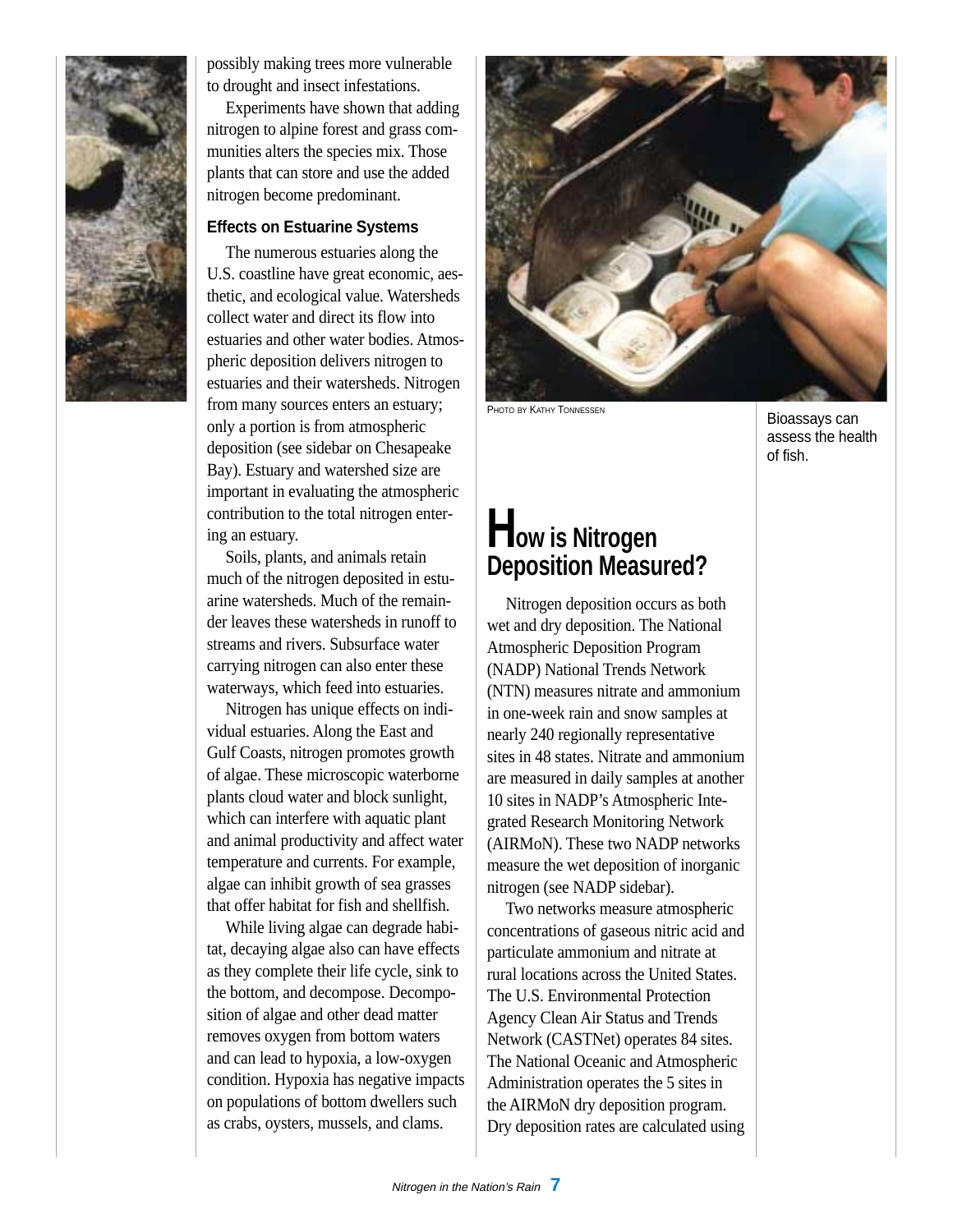possibly making trees more vulnerable to drought and insect infestations.

Experiments have shown that adding nitrogen to alpine forest and grass communities alters the species mix. Those plants that can store and use the added nitrogen become predominant.

### Effects on Estuarine Systems

The numerous estuaries along the U.S. coastline have great economic, aesthetic, and ecological value. Watersheds collect water and direct its flow into estuaries and other water bodies. Atmospheric deposition delivers nitrogen to estuaries and their watersheds. Nitrogen from many sources enters an estuary; only a portion is from atmospheric deposition (see sidebar on Chesapeake Bay). Estuary and watershed size are important in evaluating the atmospheric contribution to the total nitrogen entering an estuary.

Soils, plants, and animals retain much of the nitrogen deposited in estuarine watersheds. Much of the remainder leaves these watersheds in runoff to streams and rivers. Subsurface water carrying nitrogen can also enter these waterways, which feed into estuaries.

Nitrogen has unique effects on individual estuaries. Along the East and Gulf Coasts, nitrogen promotes growth of algae. These microscopic waterborne plants cloud water and block sunlight, which can interfere with aquatic plant and animal productivity and affect water temperature and currents. For example, algae can inhibit growth of sea grasses that offer habitat for fish and shellfish.

While living algae can degrade habitat, decaying algae also can have effects as they complete their life cycle, sink to the bottom, and decompose. Decomposition of algae and other dead matter removes oxygen from bottom waters and can lead to hypoxia, a low-oxygen condition. Hypoxia has negative impacts on populations of bottom dwellers such as crabs, oysters, mussels, and clams.

Photo by Kathy Tonnessen

Bioassays can assess the health of fish.

## How is Nitrogen Deposition Measured?

Nitrogen deposition occurs as both wet and dry deposition. The National Atmospheric Deposition Program (NADP) National Trends Network (NTN) measures nitrate and ammonium in one-week rain and snow samples at nearly 240 regionally representative sites in 48 states. Nitrate and ammonium are measured in daily samples at another 10 sites in NADP's Atmospheric Integrated Research Monitoring Network (AIRMoN). These two NADP networks measure the wet deposition of inorganic nitrogen (see NADP sidebar).

Two networks measure atmospheric concentrations of gaseous nitric acid and particulate ammonium and nitrate at rural locations across the United States. The U.S. Environmental Protection Agency Clean Air Status and Trends Network (CASTNet) operates 84 sites. The National Oceanic and Atmospheric Administration operates the 5 sites in the AIRMoN dry deposition program. Dry deposition rates are calculated using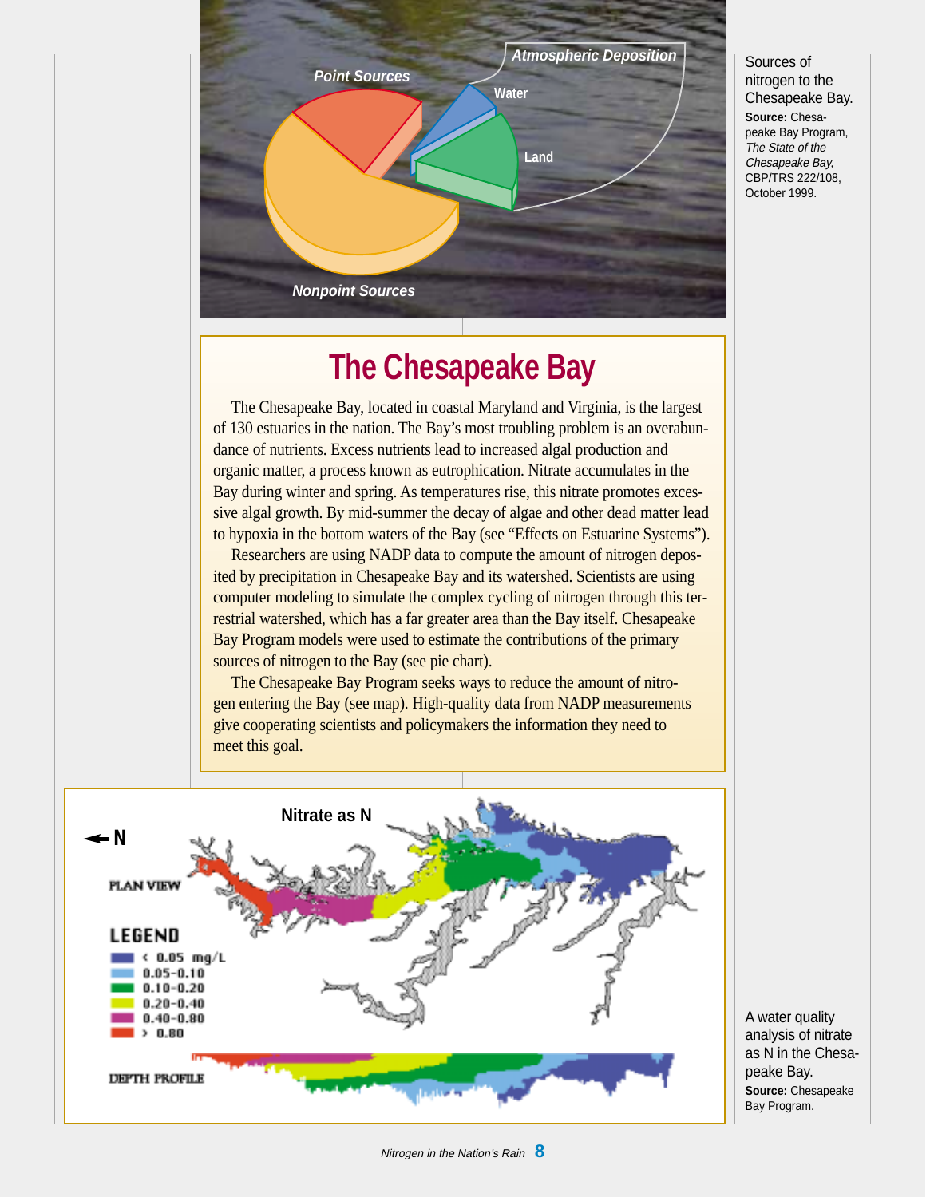Sources of nitrogen to the Chesapeake Bay. **Source:** Chesapeake Bay Program, *The State of the Chesapeake Bay,* CBP/TRS 222/108, October 1999.

## The Chesapeake Bay

The Chesapeake Bay, located in coastal Maryland and Virginia, is the largest of 130 estuaries in the nation. The Bay's most troubling problem is an overabundance of nutrients. Excess nutrients lead to increased algal production and organic matter, a process known as eutrophication. Nitrate accumulates in the Bay during winter and spring. As temperatures rise, this nitrate promotes excessive algal growth. By mid-summer the decay of algae and other dead matter lead to hypoxia in the bottom waters of the Bay (see "Effects on Estuarine Systems").

Researchers are using NADP data to compute the amount of nitrogen deposited by precipitation in Chesapeake Bay and its watershed. Scientists are using computer modeling to simulate the complex cycling of nitrogen through this terrestrial watershed, which has a far greater area than the Bay itself. Chesapeake Bay Program models were used to estimate the contributions of the primary sources of nitrogen to the Bay (see pie chart).

The Chesapeake Bay Program seeks ways to reduce the amount of nitrogen entering the Bay (see map). High-quality data from NADP measurements give cooperating scientists and policymakers the information they need to meet this goal.

A water quality analysis of nitrate as N in the Chesapeake Bay. **Source:** Chesapeake Bay Program.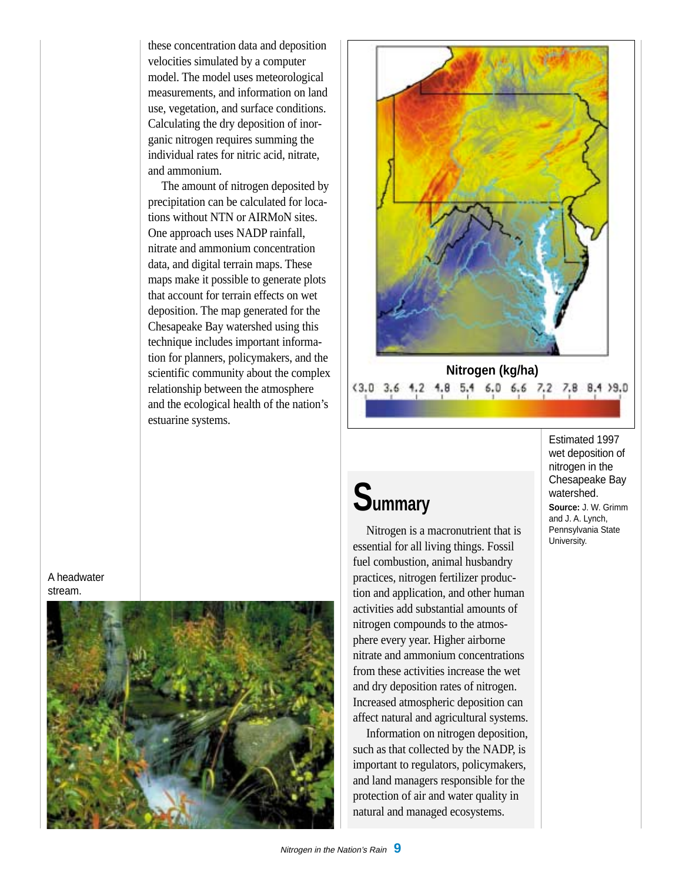these concentration data and deposition velocities simulated by a computer model. The model uses meteorological measurements, and information on land use, vegetation, and surface conditions. Calculating the dry deposition of inorganic nitrogen requires summing the individual rates for nitric acid, nitrate, and ammonium.

The amount of nitrogen deposited by precipitation can be calculated for locations without NTN or AIRMoN sites. One approach uses NADP rainfall, nitrate and ammonium concentration data, and digital terrain maps. These maps make it possible to generate plots that account for terrain effects on wet deposition. The map generated for the Chesapeake Bay watershed using this technique includes important information for planners, policymakers, and the scientific community about the complex relationship between the atmosphere and the ecological health of the nation's estuarine systems.

Nitrogen (kg/ha)

<3.0 3.6 4.2 4.8 5.4 6.0 6.6 7.2 7.8 8.4 >9.0

Estimated 1997 wet deposition of nitrogen in the Chesapeake Bay watershed.

**Source:** J. W. Grimm and J. A. Lynch, Pennsylvania State University.

A headwater stream.

# Summary

Nitrogen is a macronutrient that is essential for all living things. Fossil fuel combustion, animal husbandry practices, nitrogen fertilizer production and application, and other human activities add substantial amounts of nitrogen compounds to the atmosphere every year. Higher airborne nitrate and ammonium concentrations from these activities increase the wet and dry deposition rates of nitrogen. Increased atmospheric deposition can affect natural and agricultural systems.

Information on nitrogen deposition, such as that collected by the NADP, is important to regulators, policymakers, and land managers responsible for the protection of air and water quality in natural and managed ecosystems.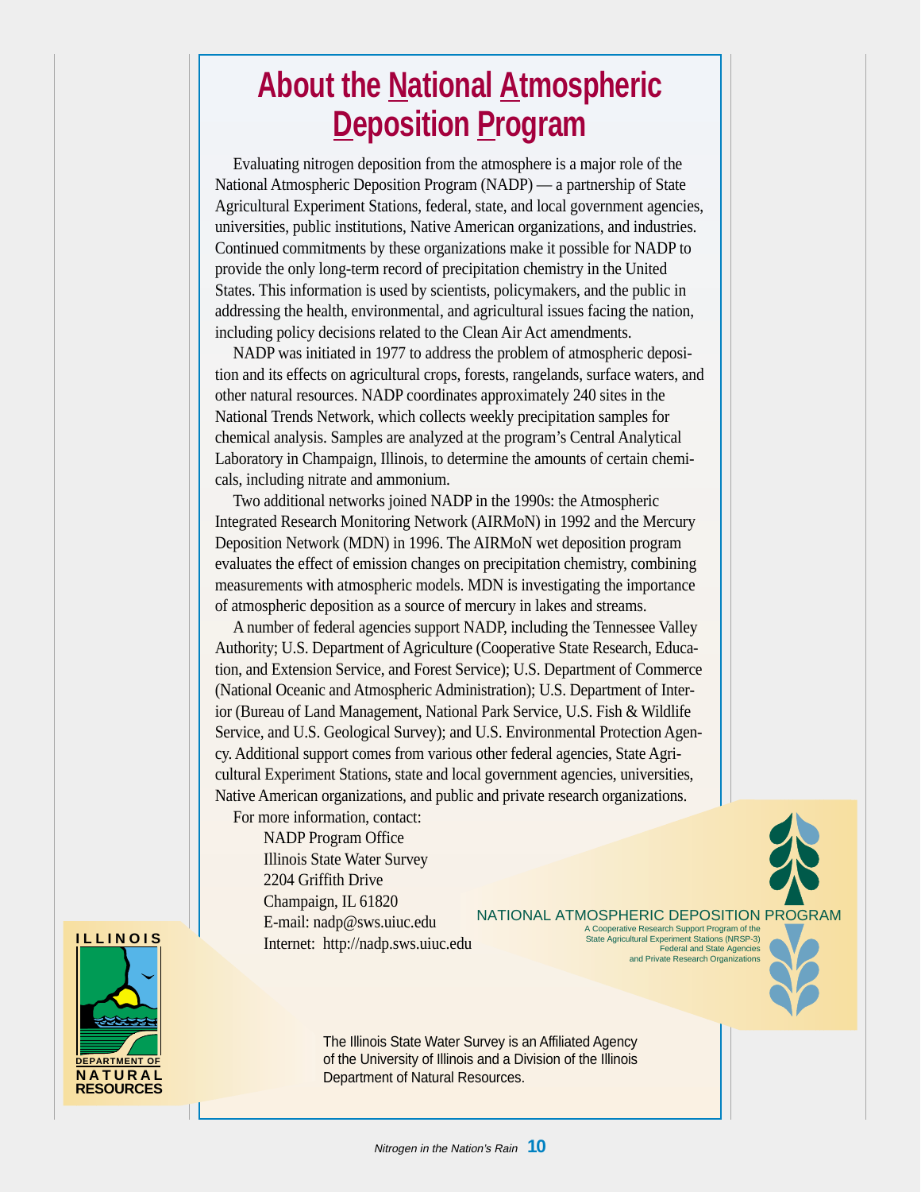# About the National Atmospheric Deposition Program

Evaluating nitrogen deposition from the atmosphere is a major role of the National Atmospheric Deposition Program (NADP) — a partnership of State Agricultural Experiment Stations, federal, state, and local government agencies, universities, public institutions, Native American organizations, and industries. Continued commitments by these organizations make it possible for NADP to provide the only long-term record of precipitation chemistry in the United States. This information is used by scientists, policymakers, and the public in addressing the health, environmental, and agricultural issues facing the nation, including policy decisions related to the Clean Air Act amendments.

NADP was initiated in 1977 to address the problem of atmospheric deposition and its effects on agricultural crops, forests, rangelands, surface waters, and other natural resources. NADP coordinates approximately 240 sites in the National Trends Network, which collects weekly precipitation samples for chemical analysis. Samples are analyzed at the program's Central Analytical Laboratory in Champaign, Illinois, to determine the amounts of certain chemicals, including nitrate and ammonium.

Two additional networks joined NADP in the 1990s: the Atmospheric Integrated Research Monitoring Network (AIRMoN) in 1992 and the Mercury Deposition Network (MDN) in 1996. The AIRMoN wet deposition program evaluates the effect of emission changes on precipitation chemistry, combining measurements with atmospheric models. MDN is investigating the importance of atmospheric deposition as a source of mercury in lakes and streams.

A number of federal agencies support NADP, including the Tennessee Valley Authority; U.S. Department of Agriculture (Cooperative State Research, Education, and Extension Service, and Forest Service); U.S. Department of Commerce (National Oceanic and Atmospheric Administration); U.S. Department of Interior (Bureau of Land Management, National Park Service, U.S. Fish & Wildlife Service, and U.S. Geological Survey); and U.S. Environmental Protection Agency. Additional support comes from various other federal agencies, State Agricultural Experiment Stations, state and local government agencies, universities, Native American organizations, and public and private research organizations.

For more information, contact:

NADP Program Office
Illinois State Water Survey
2204 Griffith Drive
Champaign, IL 61820
E-mail: nadp@sws.uiuc.edu
Internet: http://nadp.sws.uiuc.edu

NATIONAL ATMOSPHERIC DEPOSITION PROGRAM
A Cooperative Research Support Program of the
State Agricultural Experiment Stations (NRSP-3)
Federal and State Agencies
and Private Research Organizations

ILLINOIS DEPARTMENT OF NATURAL RESOURCES

The Illinois State Water Survey is an Affiliated Agency of the University of Illinois and a Division of the Illinois Department of Natural Resources.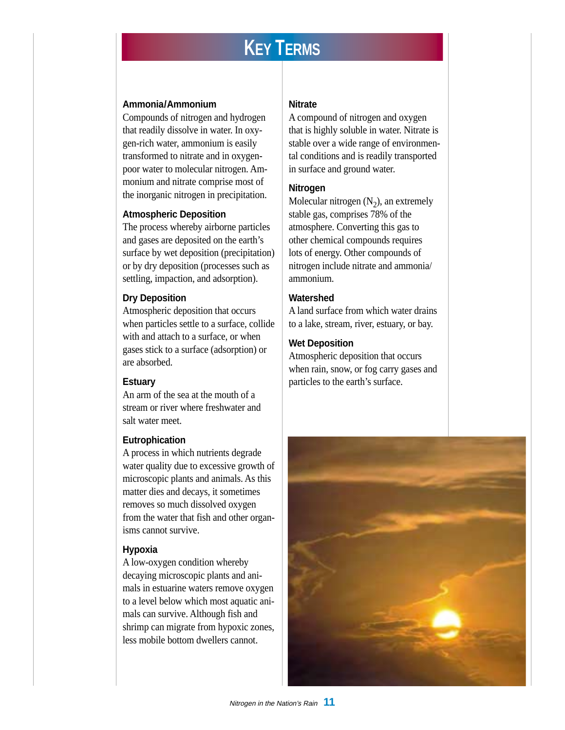# Key Terms

**Ammonia/Ammonium**
Compounds of nitrogen and hydrogen that readily dissolve in water. In oxygen-rich water, ammonium is easily transformed to nitrate and in oxygen-poor water to molecular nitrogen. Ammonium and nitrate comprise most of the inorganic nitrogen in precipitation.

**Atmospheric Deposition**
The process whereby airborne particles and gases are deposited on the earth's surface by wet deposition (precipitation) or by dry deposition (processes such as settling, impaction, and adsorption).

**Dry Deposition**
Atmospheric deposition that occurs when particles settle to a surface, collide with and attach to a surface, or when gases stick to a surface (adsorption) or are absorbed.

**Estuary**
An arm of the sea at the mouth of a stream or river where freshwater and salt water meet.

**Eutrophication**
A process in which nutrients degrade water quality due to excessive growth of microscopic plants and animals. As this matter dies and decays, it sometimes removes so much dissolved oxygen from the water that fish and other organisms cannot survive.

**Hypoxia**
A low-oxygen condition whereby decaying microscopic plants and animals in estuarine waters remove oxygen to a level below which most aquatic animals can survive. Although fish and shrimp can migrate from hypoxic zones, less mobile bottom dwellers cannot.

**Nitrate**
A compound of nitrogen and oxygen that is highly soluble in water. Nitrate is stable over a wide range of environmental conditions and is readily transported in surface and ground water.

**Nitrogen**
Molecular nitrogen ($N_2$), an extremely stable gas, comprises 78% of the atmosphere. Converting this gas to other chemical compounds requires lots of energy. Other compounds of nitrogen include nitrate and ammonia/ammonium.

**Watershed**
A land surface from which water drains to a lake, stream, river, estuary, or bay.

**Wet Deposition**
Atmospheric deposition that occurs when rain, snow, or fog carry gases and particles to the earth's surface.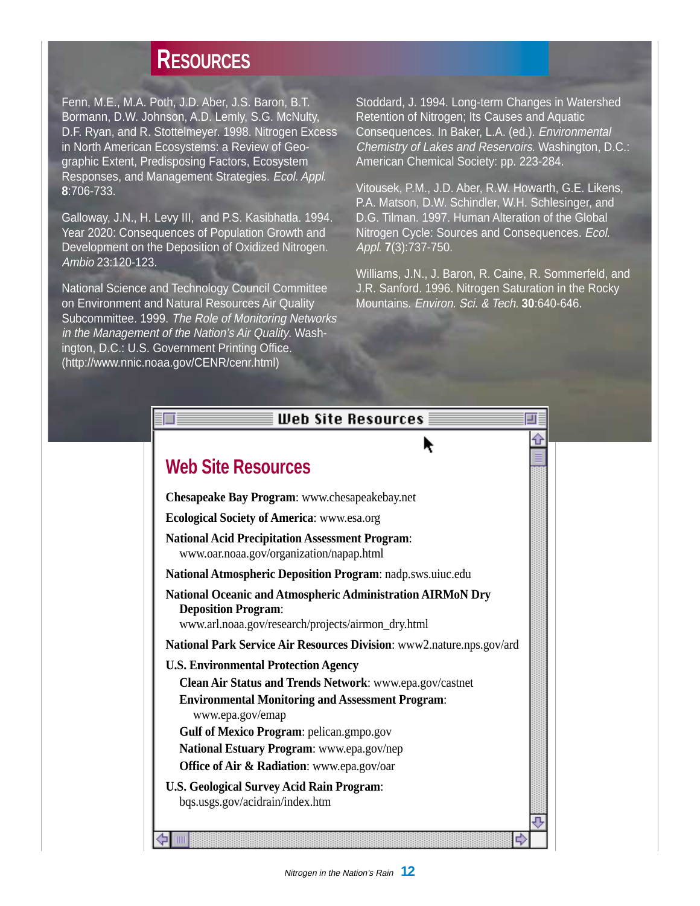# Resources

Fenn, M.E., M.A. Poth, J.D. Aber, J.S. Baron, B.T. Bormann, D.W. Johnson, A.D. Lemly, S.G. McNulty, D.F. Ryan, and R. Stottelmeyer. 1998. Nitrogen Excess in North American Ecosystems: a Review of Geographic Extent, Predisposing Factors, Ecosystem Responses, and Management Strategies. *Ecol. Appl.* **8**:706-733.

Galloway, J.N., H. Levy III, and P.S. Kasibhatla. 1994. Year 2020: Consequences of Population Growth and Development on the Deposition of Oxidized Nitrogen. *Ambio* 23:120-123.

National Science and Technology Council Committee on Environment and Natural Resources Air Quality Subcommittee. 1999. *The Role of Monitoring Networks in the Management of the Nation's Air Quality.* Washington, D.C.: U.S. Government Printing Office. (http://www.nnic.noaa.gov/CENR/cenr.html)

Stoddard, J. 1994. Long-term Changes in Watershed Retention of Nitrogen; Its Causes and Aquatic Consequences. In Baker, L.A. (ed.). *Environmental Chemistry of Lakes and Reservoirs.* Washington, D.C.: American Chemical Society: pp. 223-284.

Vitousek, P.M., J.D. Aber, R.W. Howarth, G.E. Likens, P.A. Matson, D.W. Schindler, W.H. Schlesinger, and D.G. Tilman. 1997. Human Alteration of the Global Nitrogen Cycle: Sources and Consequences. *Ecol. Appl.* **7**(3):737-750.

Williams, J.N., J. Baron, R. Caine, R. Sommerfeld, and J.R. Sanford. 1996. Nitrogen Saturation in the Rocky Mountains. *Environ. Sci. & Tech.* **30**:640-646.

## Web Site Resources

**Chesapeake Bay Program**: www.chesapeakebay.net

**Ecological Society of America**: www.esa.org

**National Acid Precipitation Assessment Program**: www.oar.noaa.gov/organization/napap.html

**National Atmospheric Deposition Program**: nadp.sws.uiuc.edu

**National Oceanic and Atmospheric Administration AIRMoN Dry Deposition Program**: www.arl.noaa.gov/research/projects/airmon_dry.html

**National Park Service Air Resources Division**: www2.nature.nps.gov/ard

**U.S. Environmental Protection Agency**

- **Clean Air Status and Trends Network**: www.epa.gov/castnet
- **Environmental Monitoring and Assessment Program**: www.epa.gov/emap
- **Gulf of Mexico Program**: pelican.gmpo.gov
- **National Estuary Program**: www.epa.gov/nep
- **Office of Air & Radiation**: www.epa.gov/oar

**U.S. Geological Survey Acid Rain Program**: bqs.usgs.gov/acidrain/index.htm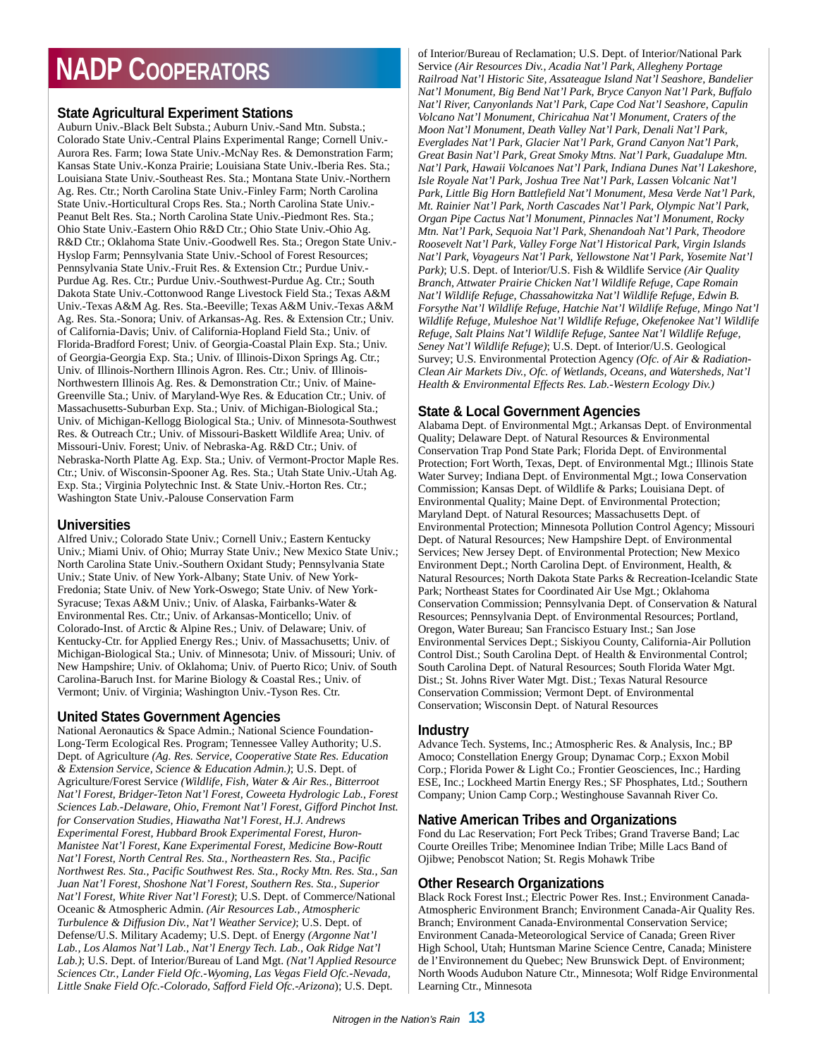# NADP Cooperators

## State Agricultural Experiment Stations

Auburn Univ.-Black Belt Substa.; Auburn Univ.-Sand Mtn. Substa.; Colorado State Univ.-Central Plains Experimental Range; Cornell Univ.-Aurora Res. Farm; Iowa State Univ.-McNay Res. & Demonstration Farm; Kansas State Univ.-Konza Prairie; Louisiana State Univ.-Iberia Res. Sta.; Louisiana State Univ.-Southeast Res. Sta.; Montana State Univ.-Northern Ag. Res. Ctr.; North Carolina State Univ.-Finley Farm; North Carolina State Univ.-Horticultural Crops Res. Sta.; North Carolina State Univ.-Peanut Belt Res. Sta.; North Carolina State Univ.-Piedmont Res. Sta.; Ohio State Univ.-Eastern Ohio R&D Ctr.; Ohio State Univ.-Ohio Ag. R&D Ctr.; Oklahoma State Univ.-Goodwell Res. Sta.; Oregon State Univ.-Hyslop Farm; Pennsylvania State Univ.-School of Forest Resources; Pennsylvania State Univ.-Fruit Res. & Extension Ctr.; Purdue Univ.-Purdue Ag. Res. Ctr.; Purdue Univ.-Southwest-Purdue Ag. Ctr.; South Dakota State Univ.-Cottonwood Range Livestock Field Sta.; Texas A&M Univ.-Texas A&M Ag. Res. Sta.-Beeville; Texas A&M Univ.-Texas A&M Ag. Res. Sta.-Sonora; Univ. of Arkansas-Ag. Res. & Extension Ctr.; Univ. of California-Davis; Univ. of California-Hopland Field Sta.; Univ. of Florida-Bradford Forest; Univ. of Georgia-Coastal Plain Exp. Sta.; Univ. of Georgia-Georgia Exp. Sta.; Univ. of Illinois-Dixon Springs Ag. Ctr.; Univ. of Illinois-Northern Illinois Agron. Res. Ctr.; Univ. of Illinois-Northwestern Illinois Ag. Res. & Demonstration Ctr.; Univ. of Maine-Greenville Sta.; Univ. of Maryland-Wye Res. & Education Ctr.; Univ. of Massachusetts-Suburban Exp. Sta.; Univ. of Michigan-Biological Sta.; Univ. of Michigan-Kellogg Biological Sta.; Univ. of Minnesota-Southwest Res. & Outreach Ctr.; Univ. of Missouri-Baskett Wildlife Area; Univ. of Missouri-Univ. Forest; Univ. of Nebraska-Ag. R&D Ctr.; Univ. of Nebraska-North Platte Ag. Exp. Sta.; Univ. of Vermont-Proctor Maple Res. Ctr.; Univ. of Wisconsin-Spooner Ag. Res. Sta.; Utah State Univ.-Utah Ag. Exp. Sta.; Virginia Polytechnic Inst. & State Univ.-Horton Res. Ctr.; Washington State Univ.-Palouse Conservation Farm

## Universities

Alfred Univ.; Colorado State Univ.; Cornell Univ.; Eastern Kentucky Univ.; Miami Univ. of Ohio; Murray State Univ.; New Mexico State Univ.; North Carolina State Univ.-Southern Oxidant Study; Pennsylvania State Univ.; State Univ. of New York-Albany; State Univ. of New York-Fredonia; State Univ. of New York-Oswego; State Univ. of New York-Syracuse; Texas A&M Univ.; Univ. of Alaska, Fairbanks-Water & Environmental Res. Ctr.; Univ. of Arkansas-Monticello; Univ. of Colorado-Inst. of Arctic & Alpine Res.; Univ. of Delaware; Univ. of Kentucky-Ctr. for Applied Energy Res.; Univ. of Massachusetts; Univ. of Michigan-Biological Sta.; Univ. of Minnesota; Univ. of Missouri; Univ. of New Hampshire; Univ. of Oklahoma; Univ. of Puerto Rico; Univ. of South Carolina-Baruch Inst. for Marine Biology & Coastal Res.; Univ. of Vermont; Univ. of Virginia; Washington Univ.-Tyson Res. Ctr.

## United States Government Agencies

National Aeronautics & Space Admin.; National Science Foundation-Long-Term Ecological Res. Program; Tennessee Valley Authority; U.S. Dept. of Agriculture *(Ag. Res. Service, Cooperative State Res. Education & Extension Service, Science & Education Admin.)*; U.S. Dept. of Agriculture/Forest Service *(Wildlife, Fish, Water & Air Res., Bitterroot Nat'l Forest, Bridger-Teton Nat'l Forest, Coweeta Hydrologic Lab., Forest Sciences Lab.-Delaware, Ohio, Fremont Nat'l Forest, Gifford Pinchot Inst. for Conservation Studies, Hiawatha Nat'l Forest, H.J. Andrews Experimental Forest, Hubbard Brook Experimental Forest, Huron-Manistee Nat'l Forest, Kane Experimental Forest, Medicine Bow-Routt Nat'l Forest, North Central Res. Sta., Northeastern Res. Sta., Pacific Northwest Res. Sta., Pacific Southwest Res. Sta., Rocky Mtn. Res. Sta., San Juan Nat'l Forest, Shoshone Nat'l Forest, Southern Res. Sta., Superior Nat'l Forest, White River Nat'l Forest)*; U.S. Dept. of Commerce/National Oceanic & Atmospheric Admin. *(Air Resources Lab., Atmospheric Turbulence & Diffusion Div., Nat'l Weather Service)*; U.S. Dept. of Defense/U.S. Military Academy; U.S. Dept. of Energy *(Argonne Nat'l Lab., Los Alamos Nat'l Lab., Nat'l Energy Tech. Lab., Oak Ridge Nat'l Lab.)*; U.S. Dept. of Interior/Bureau of Land Mgt. *(Nat'l Applied Resource Sciences Ctr., Lander Field Ofc.-Wyoming, Las Vegas Field Ofc.-Nevada, Little Snake Field Ofc.-Colorado, Safford Field Ofc.-Arizona)*; U.S. Dept. of Interior/Bureau of Reclamation; U.S. Dept. of Interior/National Park Service *(Air Resources Div., Acadia Nat'l Park, Allegheny Portage Railroad Nat'l Historic Site, Assateague Island Nat'l Seashore, Bandelier Nat'l Monument, Big Bend Nat'l Park, Bryce Canyon Nat'l Park, Buffalo Nat'l River, Canyonlands Nat'l Park, Cape Cod Nat'l Seashore, Capulin Volcano Nat'l Monument, Chiricahua Nat'l Monument, Craters of the Moon Nat'l Monument, Death Valley Nat'l Park, Denali Nat'l Park, Everglades Nat'l Park, Glacier Nat'l Park, Grand Canyon Nat'l Park, Great Basin Nat'l Park, Great Smoky Mtns. Nat'l Park, Guadalupe Mtn. Nat'l Park, Hawaii Volcanoes Nat'l Park, Indiana Dunes Nat'l Lakeshore, Isle Royale Nat'l Park, Joshua Tree Nat'l Park, Lassen Volcanic Nat'l Park, Little Big Horn Battlefield Nat'l Monument, Mesa Verde Nat'l Park, Mt. Rainier Nat'l Park, North Cascades Nat'l Park, Olympic Nat'l Park, Organ Pipe Cactus Nat'l Monument, Pinnacles Nat'l Monument, Rocky Mtn. Nat'l Park, Sequoia Nat'l Park, Shenandoah Nat'l Park, Theodore Roosevelt Nat'l Park, Valley Forge Nat'l Historical Park, Virgin Islands Nat'l Park, Voyageurs Nat'l Park, Yellowstone Nat'l Park, Yosemite Nat'l Park)*; U.S. Dept. of Interior/U.S. Fish & Wildlife Service *(Air Quality Branch, Attwater Prairie Chicken Nat'l Wildlife Refuge, Cape Romain Nat'l Wildlife Refuge, Chassahowitzka Nat'l Wildlife Refuge, Edwin B. Forsythe Nat'l Wildlife Refuge, Hatchie Nat'l Wildlife Refuge, Mingo Nat'l Wildlife Refuge, Muleshoe Nat'l Wildlife Refuge, Okefenokee Nat'l Wildlife Refuge, Salt Plains Nat'l Wildlife Refuge, Santee Nat'l Wildlife Refuge, Seney Nat'l Wildlife Refuge)*; U.S. Dept. of Interior/U.S. Geological Survey; U.S. Environmental Protection Agency *(Ofc. of Air & Radiation-Clean Air Markets Div., Ofc. of Wetlands, Oceans, and Watersheds, Nat'l Health & Environmental Effects Res. Lab.-Western Ecology Div.)*

## State & Local Government Agencies

Alabama Dept. of Environmental Mgt.; Arkansas Dept. of Environmental Quality; Delaware Dept. of Natural Resources & Environmental Conservation Trap Pond State Park; Florida Dept. of Environmental Protection; Fort Worth, Texas, Dept. of Environmental Mgt.; Illinois State Water Survey; Indiana Dept. of Environmental Mgt.; Iowa Conservation Commission; Kansas Dept. of Wildlife & Parks; Louisiana Dept. of Environmental Quality; Maine Dept. of Environmental Protection; Maryland Dept. of Natural Resources; Massachusetts Dept. of Environmental Protection; Minnesota Pollution Control Agency; Missouri Dept. of Natural Resources; New Hampshire Dept. of Environmental Services; New Jersey Dept. of Environmental Protection; New Mexico Environment Dept.; North Carolina Dept. of Environment, Health, & Natural Resources; North Dakota State Parks & Recreation-Icelandic State Park; Northeast States for Coordinated Air Use Mgt.; Oklahoma Conservation Commission; Pennsylvania Dept. of Conservation & Natural Resources; Pennsylvania Dept. of Environmental Resources; Portland, Oregon, Water Bureau; San Francisco Estuary Inst.; San Jose Environmental Services Dept.; Siskiyou County, California-Air Pollution Control Dist.; South Carolina Dept. of Health & Environmental Control; South Carolina Dept. of Natural Resources; South Florida Water Mgt. Dist.; St. Johns River Water Mgt. Dist.; Texas Natural Resource Conservation Commission; Vermont Dept. of Environmental Conservation; Wisconsin Dept. of Natural Resources

## Industry

Advance Tech. Systems, Inc.; Atmospheric Res. & Analysis, Inc.; BP Amoco; Constellation Energy Group; Dynamac Corp.; Exxon Mobil Corp.; Florida Power & Light Co.; Frontier Geosciences, Inc.; Harding ESE, Inc.; Lockheed Martin Energy Res.; SF Phosphates, Ltd.; Southern Company; Union Camp Corp.; Westinghouse Savannah River Co.

## Native American Tribes and Organizations

Fond du Lac Reservation; Fort Peck Tribes; Grand Traverse Band; Lac Courte Oreilles Tribe; Menominee Indian Tribe; Mille Lacs Band of Ojibwe; Penobscot Nation; St. Regis Mohawk Tribe

## Other Research Organizations

Black Rock Forest Inst.; Electric Power Res. Inst.; Environment Canada-Atmospheric Environment Branch; Environment Canada-Air Quality Res. Branch; Environment Canada-Environmental Conservation Service; Environment Canada-Meteorological Service of Canada; Green River High School, Utah; Huntsman Marine Science Centre, Canada; Ministere de l'Environnement du Quebec; New Brunswick Dept. of Environment; North Woods Audubon Nature Ctr., Minnesota; Wolf Ridge Environmental Learning Ctr., Minnesota